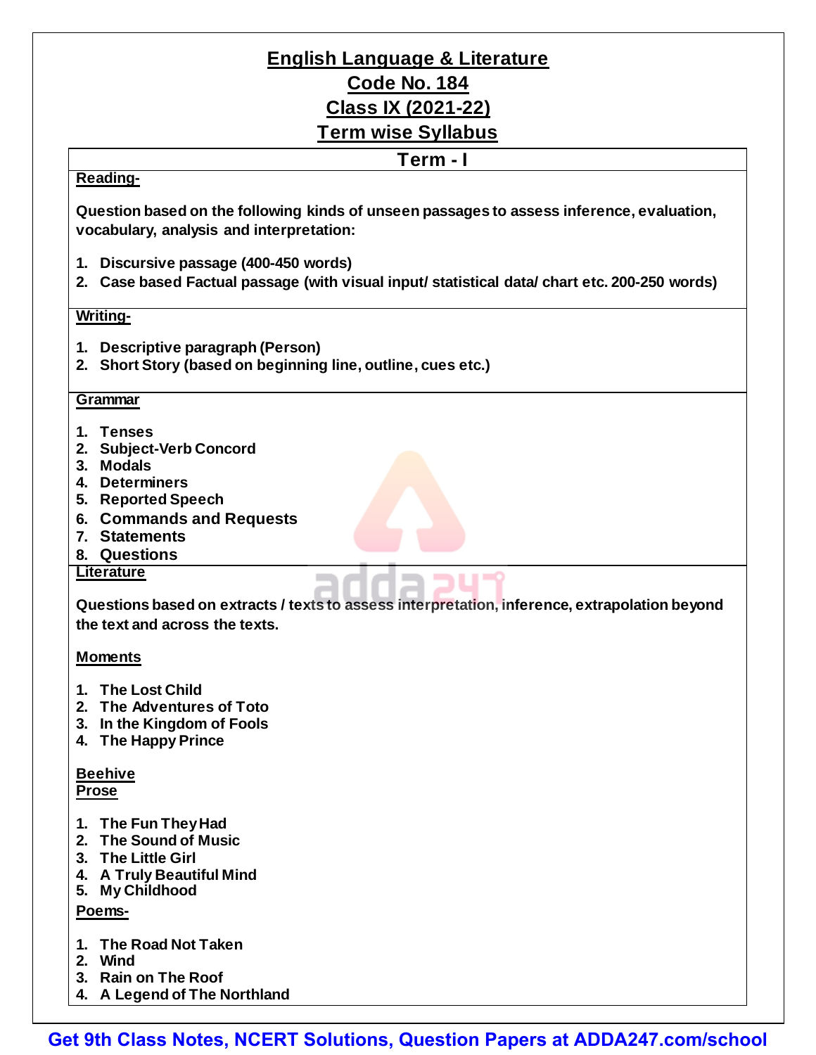# English Language & Literature

## Code No. 184

## Class IX (2021-22)

## Term wise Syllabus

## Term - I

**Reading-**

**Question based on the following kinds of unseen passages to assess inference, evaluation, vocabulary, analysis and interpretation:**

1. **Discursive passage (400-450 words)**
2. **Case based Factual passage (with visual input/ statistical data/ chart etc. 200-250 words)**

**Writing-**

1. **Descriptive paragraph (Person)**
2. **Short Story (based on beginning line, outline, cues etc.)**

**Grammar**

1. **Tenses**
2. **Subject-Verb Concord**
3. **Modals**
4. **Determiners**
5. **Reported Speech**
6. **Commands and Requests**
7. **Statements**
8. **Questions**

**Literature**

**Questions based on extracts / texts to assess interpretation, inference, extrapolation beyond the text and across the texts.**

**Moments**

1. **The Lost Child**
2. **The Adventures of Toto**
3. **In the Kingdom of Fools**
4. **The Happy Prince**

**Beehive**

**Prose**

1. **The Fun They Had**
2. **The Sound of Music**
3. **The Little Girl**
4. **A Truly Beautiful Mind**
5. **My Childhood**

**Poems-**

1. **The Road Not Taken**
2. **Wind**
3. **Rain on The Roof**
4. **A Legend of The Northland**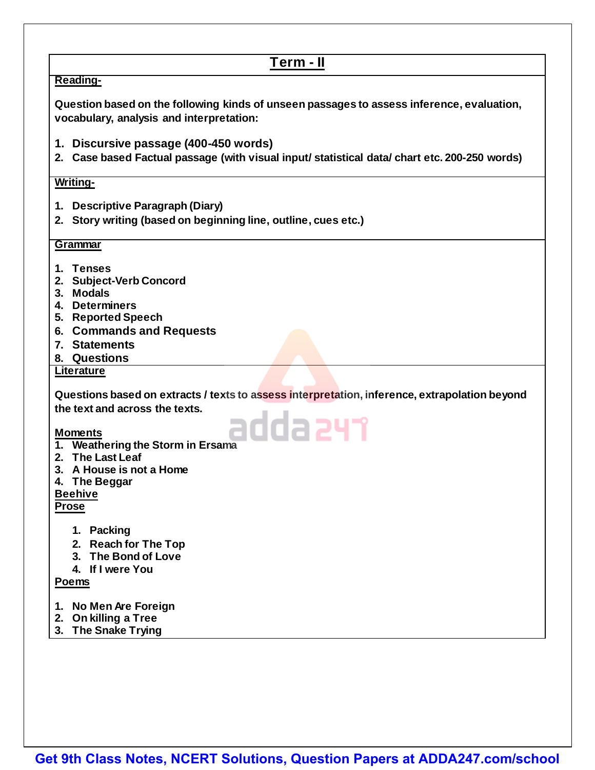## Term - II

**Reading-**

**Question based on the following kinds of unseen passages to assess inference, evaluation, vocabulary, analysis and interpretation:**

1. **Discursive passage (400-450 words)**
2. **Case based Factual passage (with visual input/ statistical data/ chart etc. 200-250 words)**

**Writing-**

1. **Descriptive Paragraph (Diary)**
2. **Story writing (based on beginning line, outline, cues etc.)**

**Grammar**

1. **Tenses**
2. **Subject-Verb Concord**
3. **Modals**
4. **Determiners**
5. **Reported Speech**
6. **Commands and Requests**
7. **Statements**
8. **Questions**

**Literature**

**Questions based on extracts / texts to assess interpretation, inference, extrapolation beyond the text and across the texts.**

**Moments**

1. **Weathering the Storm in Ersama**
2. **The Last Leaf**
3. **A House is not a Home**
4. **The Beggar**

**Beehive**

**Prose**

1. **Packing**
2. **Reach for The Top**
3. **The Bond of Love**
4. **If I were You**

**Poems**

1. **No Men Are Foreign**
2. **On killing a Tree**
3. **The Snake Trying**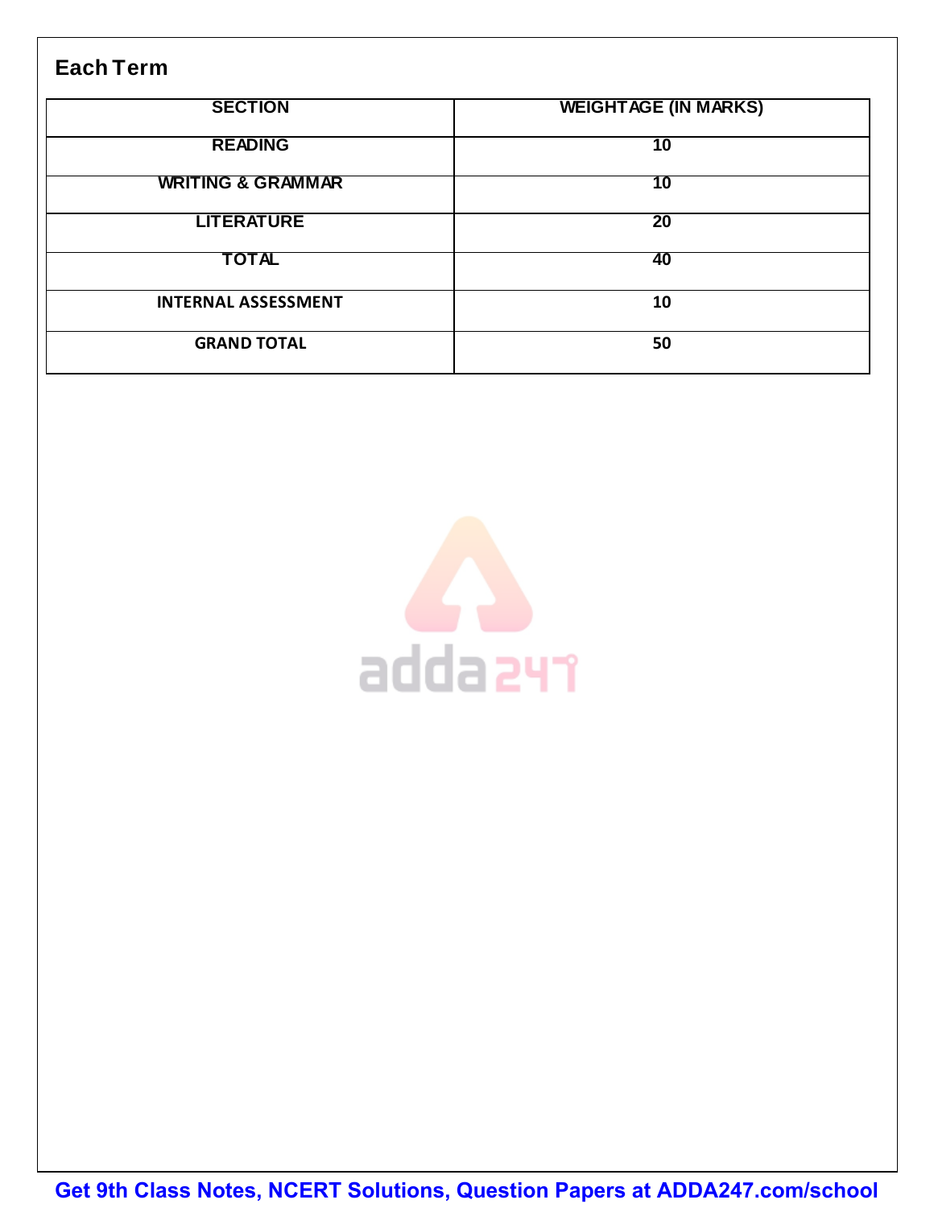## Each Term

| SECTION | WEIGHTAGE (IN MARKS) |
|---|---|
| READING | 10 |
| WRITING & GRAMMAR | 10 |
| LITERATURE | 20 |
| TOTAL | 40 |
| INTERNAL ASSESSMENT | 10 |
| GRAND TOTAL | 50 |